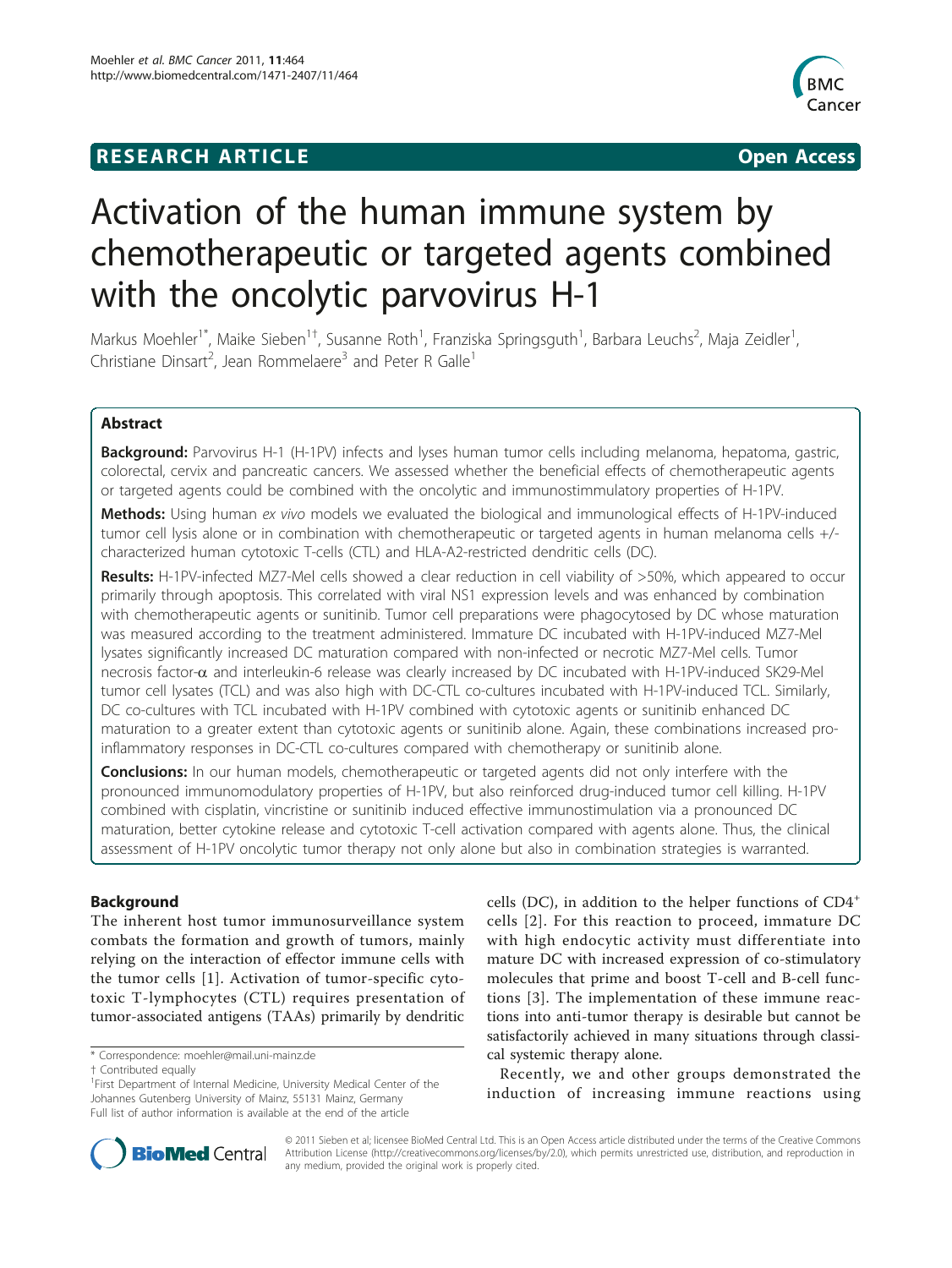**RESEARCH ARTICLE** **Open Access**

# Activation of the human immune system by chemotherapeutic or targeted agents combined with the oncolytic parvovirus H-1

Markus Moehler[1*], Maike Sieben[1†], Susanne Roth[1], Franziska Springsguth[1], Barbara Leuchs[2], Maja Zeidler[1], Christiane Dinsart[2], Jean Rommelaere[3] and Peter R Galle[1]

## Abstract

**Background:** Parvovirus H-1 (H-1PV) infects and lyses human tumor cells including melanoma, hepatoma, gastric, colorectal, cervix and pancreatic cancers. We assessed whether the beneficial effects of chemotherapeutic agents or targeted agents could be combined with the oncolytic and immunostimmulatory properties of H-1PV.

**Methods:** Using human *ex vivo* models we evaluated the biological and immunological effects of H-1PV-induced tumor cell lysis alone or in combination with chemotherapeutic or targeted agents in human melanoma cells +/- characterized human cytotoxic T-cells (CTL) and HLA-A2-restricted dendritic cells (DC).

**Results:** H-1PV-infected MZ7-Mel cells showed a clear reduction in cell viability of >50%, which appeared to occur primarily through apoptosis. This correlated with viral NS1 expression levels and was enhanced by combination with chemotherapeutic agents or sunitinib. Tumor cell preparations were phagocytosed by DC whose maturation was measured according to the treatment administered. Immature DC incubated with H-1PV-induced MZ7-Mel lysates significantly increased DC maturation compared with non-infected or necrotic MZ7-Mel cells. Tumor necrosis factor-α and interleukin-6 release was clearly increased by DC incubated with H-1PV-induced SK29-Mel tumor cell lysates (TCL) and was also high with DC-CTL co-cultures incubated with H-1PV-induced TCL. Similarly, DC co-cultures with TCL incubated with H-1PV combined with cytotoxic agents or sunitinib enhanced DC maturation to a greater extent than cytotoxic agents or sunitinib alone. Again, these combinations increased pro-inflammatory responses in DC-CTL co-cultures compared with chemotherapy or sunitinib alone.

**Conclusions:** In our human models, chemotherapeutic or targeted agents did not only interfere with the pronounced immunomodulatory properties of H-1PV, but also reinforced drug-induced tumor cell killing. H-1PV combined with cisplatin, vincristine or sunitinib induced effective immunostimulation via a pronounced DC maturation, better cytokine release and cytotoxic T-cell activation compared with agents alone. Thus, the clinical assessment of H-1PV oncolytic tumor therapy not only alone but also in combination strategies is warranted.

## Background

The inherent host tumor immunosurveillance system combats the formation and growth of tumors, mainly relying on the interaction of effector immune cells with the tumor cells [1]. Activation of tumor-specific cytotoxic T-lymphocytes (CTL) requires presentation of tumor-associated antigens (TAAs) primarily by dendritic cells (DC), in addition to the helper functions of $CD4^+$ cells [2]. For this reaction to proceed, immature DC with high endocytic activity must differentiate into mature DC with increased expression of co-stimulatory molecules that prime and boost T-cell and B-cell functions [3]. The implementation of these immune reactions into anti-tumor therapy is desirable but cannot be satisfactorily achieved in many situations through classical systemic therapy alone.

Recently, we and other groups demonstrated the induction of increasing immune reactions using

\* Correspondence: moehler@mail.uni-mainz.de
† Contributed equally
[1]First Department of Internal Medicine, University Medical Center of the Johannes Gutenberg University of Mainz, 55131 Mainz, Germany
Full list of author information is available at the end of the article

© 2011 Sieben et al; licensee BioMed Central Ltd. This is an Open Access article distributed under the terms of the Creative Commons Attribution License (http://creativecommons.org/licenses/by/2.0), which permits unrestricted use, distribution, and reproduction in any medium, provided the original work is properly cited.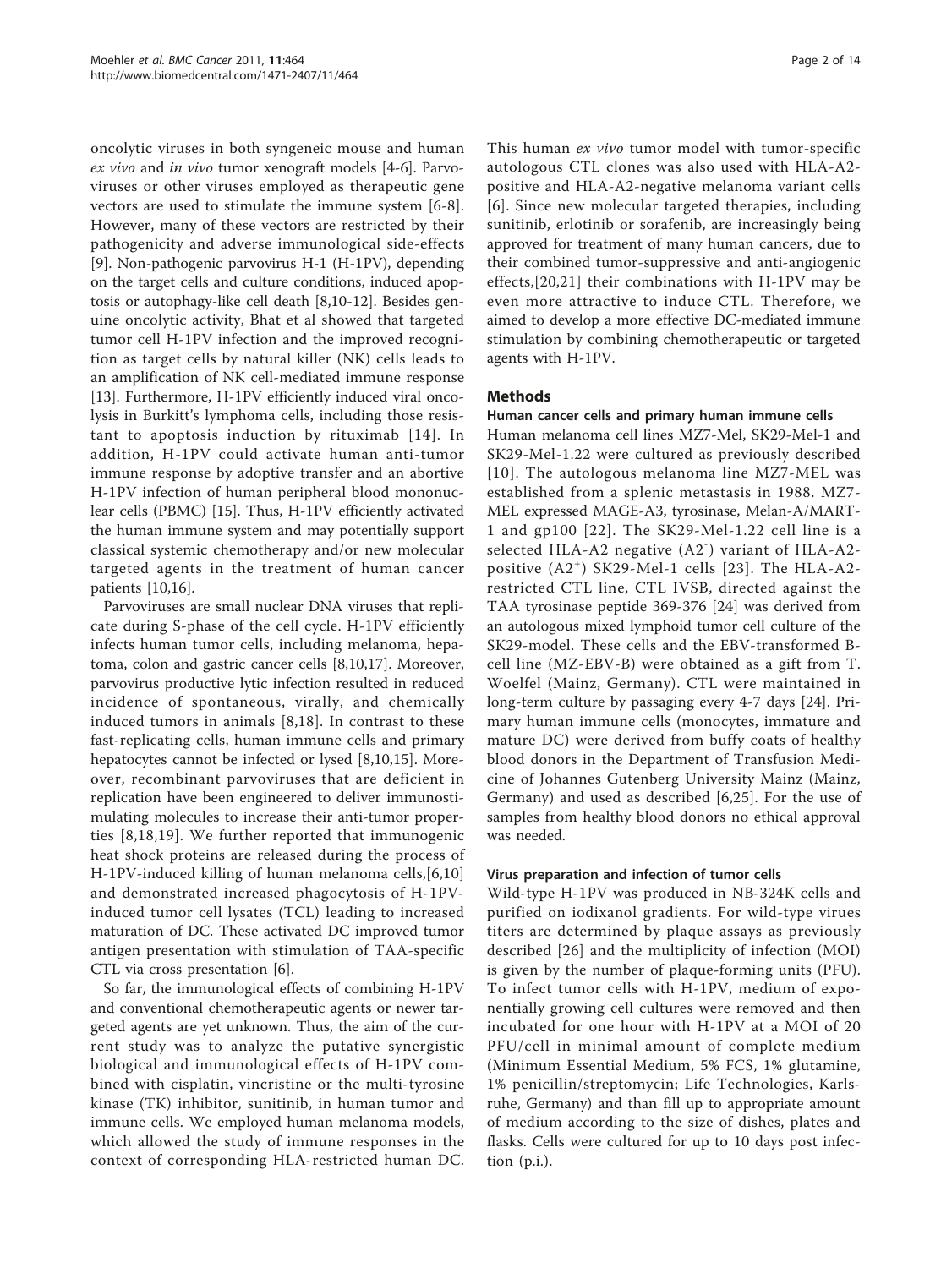oncolytic viruses in both syngeneic mouse and human *ex vivo* and *in vivo* tumor xenograft models [4-6]. Parvoviruses or other viruses employed as therapeutic gene vectors are used to stimulate the immune system [6-8]. However, many of these vectors are restricted by their pathogenicity and adverse immunological side-effects [9]. Non-pathogenic parvovirus H-1 (H-1PV), depending on the target cells and culture conditions, induced apoptosis or autophagy-like cell death [8,10-12]. Besides genuine oncolytic activity, Bhat et al showed that targeted tumor cell H-1PV infection and the improved recognition as target cells by natural killer (NK) cells leads to an amplification of NK cell-mediated immune response [13]. Furthermore, H-1PV efficiently induced viral oncolysis in Burkitt's lymphoma cells, including those resistant to apoptosis induction by rituximab [14]. In addition, H-1PV could activate human anti-tumor immune response by adoptive transfer and an abortive H-1PV infection of human peripheral blood mononuclear cells (PBMC) [15]. Thus, H-1PV efficiently activated the human immune system and may potentially support classical systemic chemotherapy and/or new molecular targeted agents in the treatment of human cancer patients [10,16].

Parvoviruses are small nuclear DNA viruses that replicate during S-phase of the cell cycle. H-1PV efficiently infects human tumor cells, including melanoma, hepatoma, colon and gastric cancer cells [8,10,17]. Moreover, parvovirus productive lytic infection resulted in reduced incidence of spontaneous, virally, and chemically induced tumors in animals [8,18]. In contrast to these fast-replicating cells, human immune cells and primary hepatocytes cannot be infected or lysed [8,10,15]. Moreover, recombinant parvoviruses that are deficient in replication have been engineered to deliver immunostimulating molecules to increase their anti-tumor properties [8,18,19]. We further reported that immunogenic heat shock proteins are released during the process of H-1PV-induced killing of human melanoma cells,[6,10] and demonstrated increased phagocytosis of H-1PV-induced tumor cell lysates (TCL) leading to increased maturation of DC. These activated DC improved tumor antigen presentation with stimulation of TAA-specific CTL via cross presentation [6].

So far, the immunological effects of combining H-1PV and conventional chemotherapeutic agents or newer targeted agents are yet unknown. Thus, the aim of the current study was to analyze the putative synergistic biological and immunological effects of H-1PV combined with cisplatin, vincristine or the multi-tyrosine kinase (TK) inhibitor, sunitinib, in human tumor and immune cells. We employed human melanoma models, which allowed the study of immune responses in the context of corresponding HLA-restricted human DC. This human *ex vivo* tumor model with tumor-specific autologous CTL clones was also used with HLA-A2-positive and HLA-A2-negative melanoma variant cells [6]. Since new molecular targeted therapies, including sunitinib, erlotinib or sorafenib, are increasingly being approved for treatment of many human cancers, due to their combined tumor-suppressive and anti-angiogenic effects,[20,21] their combinations with H-1PV may be even more attractive to induce CTL. Therefore, we aimed to develop a more effective DC-mediated immune stimulation by combining chemotherapeutic or targeted agents with H-1PV.

## Methods

### Human cancer cells and primary human immune cells

Human melanoma cell lines MZ7-Mel, SK29-Mel-1 and SK29-Mel-1.22 were cultured as previously described [10]. The autologous melanoma line MZ7-MEL was established from a splenic metastasis in 1988. MZ7-MEL expressed MAGE-A3, tyrosinase, Melan-A/MART-1 and gp100 [22]. The SK29-Mel-1.22 cell line is a selected HLA-A2 negative ($A2^-$) variant of HLA-A2-positive ($A2^+$) SK29-Mel-1 cells [23]. The HLA-A2-restricted CTL line, CTL IVSB, directed against the TAA tyrosinase peptide 369-376 [24] was derived from an autologous mixed lymphoid tumor cell culture of the SK29-model. These cells and the EBV-transformed B-cell line (MZ-EBV-B) were obtained as a gift from T. Woelfel (Mainz, Germany). CTL were maintained in long-term culture by passaging every 4-7 days [24]. Primary human immune cells (monocytes, immature and mature DC) were derived from buffy coats of healthy blood donors in the Department of Transfusion Medicine of Johannes Gutenberg University Mainz (Mainz, Germany) and used as described [6,25]. For the use of samples from healthy blood donors no ethical approval was needed.

### Virus preparation and infection of tumor cells

Wild-type H-1PV was produced in NB-324K cells and purified on iodixanol gradients. For wild-type virues titers are determined by plaque assays as previously described [26] and the multiplicity of infection (MOI) is given by the number of plaque-forming units (PFU). To infect tumor cells with H-1PV, medium of exponentially growing cell cultures were removed and then incubated for one hour with H-1PV at a MOI of 20 PFU/cell in minimal amount of complete medium (Minimum Essential Medium, 5% FCS, 1% glutamine, 1% penicillin/streptomycin; Life Technologies, Karlsruhe, Germany) and than fill up to appropriate amount of medium according to the size of dishes, plates and flasks. Cells were cultured for up to 10 days post infection (p.i.).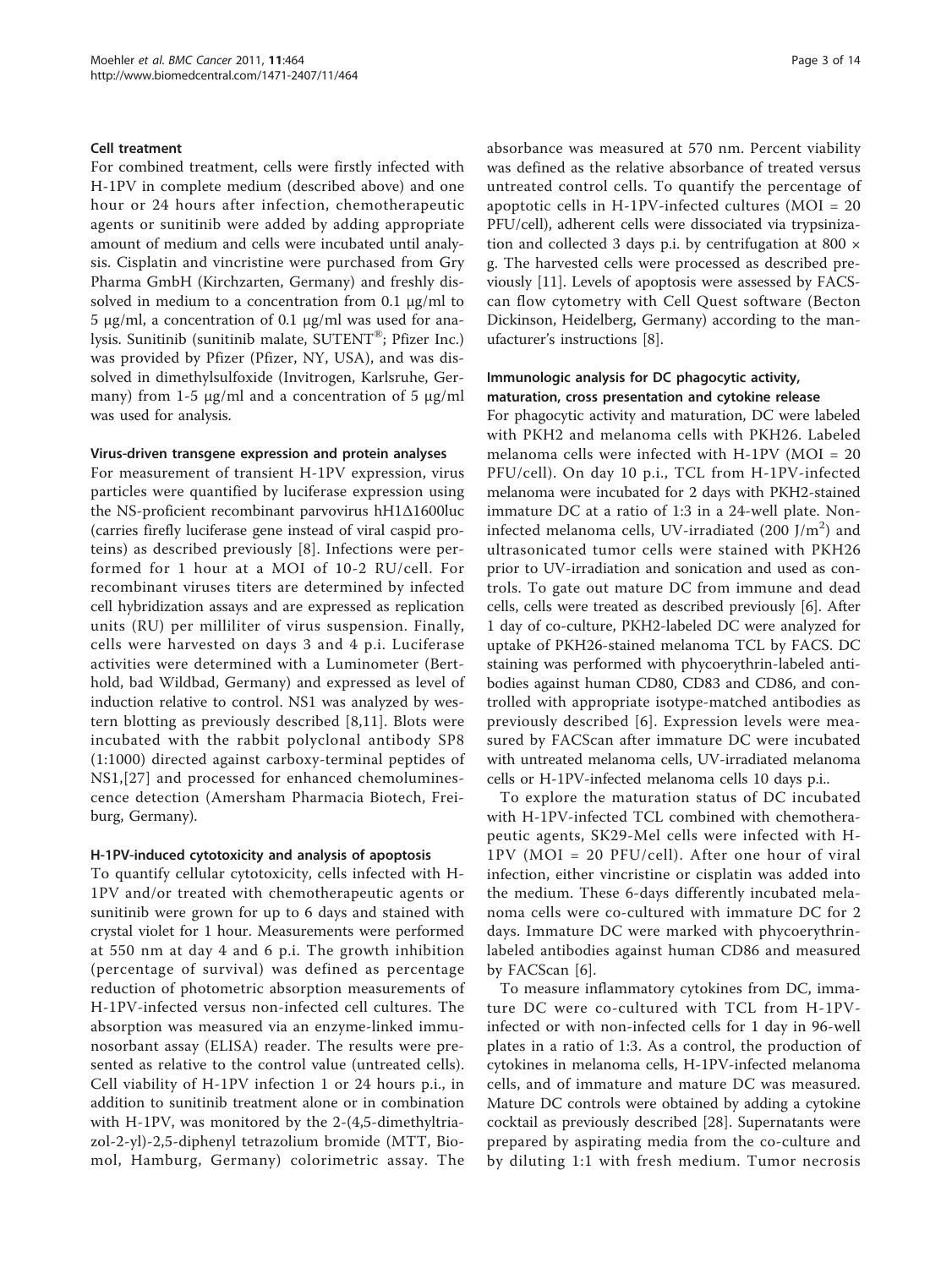#### Cell treatment

For combined treatment, cells were firstly infected with H-1PV in complete medium (described above) and one hour or 24 hours after infection, chemotherapeutic agents or sunitinib were added by adding appropriate amount of medium and cells were incubated until analysis. Cisplatin and vincristine were purchased from Gry Pharma GmbH (Kirchzarten, Germany) and freshly dissolved in medium to a concentration from 0.1 μg/ml to 5 μg/ml, a concentration of 0.1 μg/ml was used for analysis. Sunitinib (sunitinib malate, SUTENT®; Pfizer Inc.) was provided by Pfizer (Pfizer, NY, USA), and was dissolved in dimethylsulfoxide (Invitrogen, Karlsruhe, Germany) from 1-5 μg/ml and a concentration of 5 μg/ml was used for analysis.

#### Virus-driven transgene expression and protein analyses

For measurement of transient H-1PV expression, virus particles were quantified by luciferase expression using the NS-proficient recombinant parvovirus hH1Δ1600luc (carries firefly luciferase gene instead of viral caspid proteins) as described previously [8]. Infections were performed for 1 hour at a MOI of 10-2 RU/cell. For recombinant viruses titers are determined by infected cell hybridization assays and are expressed as replication units (RU) per milliliter of virus suspension. Finally, cells were harvested on days 3 and 4 p.i. Luciferase activities were determined with a Luminometer (Berthold, bad Wildbad, Germany) and expressed as level of induction relative to control. NS1 was analyzed by western blotting as previously described [8,11]. Blots were incubated with the rabbit polyclonal antibody SP8 (1:1000) directed against carboxy-terminal peptides of NS1,[27] and processed for enhanced chemoluminescence detection (Amersham Pharmacia Biotech, Freiburg, Germany).

#### H-1PV-induced cytotoxicity and analysis of apoptosis

To quantify cellular cytotoxicity, cells infected with H-1PV and/or treated with chemotherapeutic agents or sunitinib were grown for up to 6 days and stained with crystal violet for 1 hour. Measurements were performed at 550 nm at day 4 and 6 p.i. The growth inhibition (percentage of survival) was defined as percentage reduction of photometric absorption measurements of H-1PV-infected versus non-infected cell cultures. The absorption was measured via an enzyme-linked immunosorbant assay (ELISA) reader. The results were presented as relative to the control value (untreated cells). Cell viability of H-1PV infection 1 or 24 hours p.i., in addition to sunitinib treatment alone or in combination with H-1PV, was monitored by the 2-(4,5-dimethyltriazol-2-yl)-2,5-diphenyl tetrazolium bromide (MTT, Biomol, Hamburg, Germany) colorimetric assay. The absorbance was measured at 570 nm. Percent viability was defined as the relative absorbance of treated versus untreated control cells. To quantify the percentage of apoptotic cells in H-1PV-infected cultures (MOI = 20 PFU/cell), adherent cells were dissociated via trypsinization and collected 3 days p.i. by centrifugation at 800 × g. The harvested cells were processed as described previously [11]. Levels of apoptosis were assessed by FACScan flow cytometry with Cell Quest software (Becton Dickinson, Heidelberg, Germany) according to the manufacturer's instructions [8].

#### Immunologic analysis for DC phagocytic activity, maturation, cross presentation and cytokine release

For phagocytic activity and maturation, DC were labeled with PKH2 and melanoma cells with PKH26. Labeled melanoma cells were infected with H-1PV (MOI = 20 PFU/cell). On day 10 p.i., TCL from H-1PV-infected melanoma were incubated for 2 days with PKH2-stained immature DC at a ratio of 1:3 in a 24-well plate. Non-infected melanoma cells, UV-irradiated (200 J/m$^2$) and ultrasonicated tumor cells were stained with PKH26 prior to UV-irradiation and sonication and used as controls. To gate out mature DC from immune and dead cells, cells were treated as described previously [6]. After 1 day of co-culture, PKH2-labeled DC were analyzed for uptake of PKH26-stained melanoma TCL by FACS. DC staining was performed with phycoerythrin-labeled antibodies against human CD80, CD83 and CD86, and controlled with appropriate isotype-matched antibodies as previously described [6]. Expression levels were measured by FACScan after immature DC were incubated with untreated melanoma cells, UV-irradiated melanoma cells or H-1PV-infected melanoma cells 10 days p.i..

To explore the maturation status of DC incubated with H-1PV-infected TCL combined with chemotherapeutic agents, SK29-Mel cells were infected with H-1PV (MOI = 20 PFU/cell). After one hour of viral infection, either vincristine or cisplatin was added into the medium. These 6-days differently incubated melanoma cells were co-cultured with immature DC for 2 days. Immature DC were marked with phycoerythrin-labeled antibodies against human CD86 and measured by FACScan [6].

To measure inflammatory cytokines from DC, immature DC were co-cultured with TCL from H-1PV-infected or with non-infected cells for 1 day in 96-well plates in a ratio of 1:3. As a control, the production of cytokines in melanoma cells, H-1PV-infected melanoma cells, and of immature and mature DC was measured. Mature DC controls were obtained by adding a cytokine cocktail as previously described [28]. Supernatants were prepared by aspirating media from the co-culture and by diluting 1:1 with fresh medium. Tumor necrosis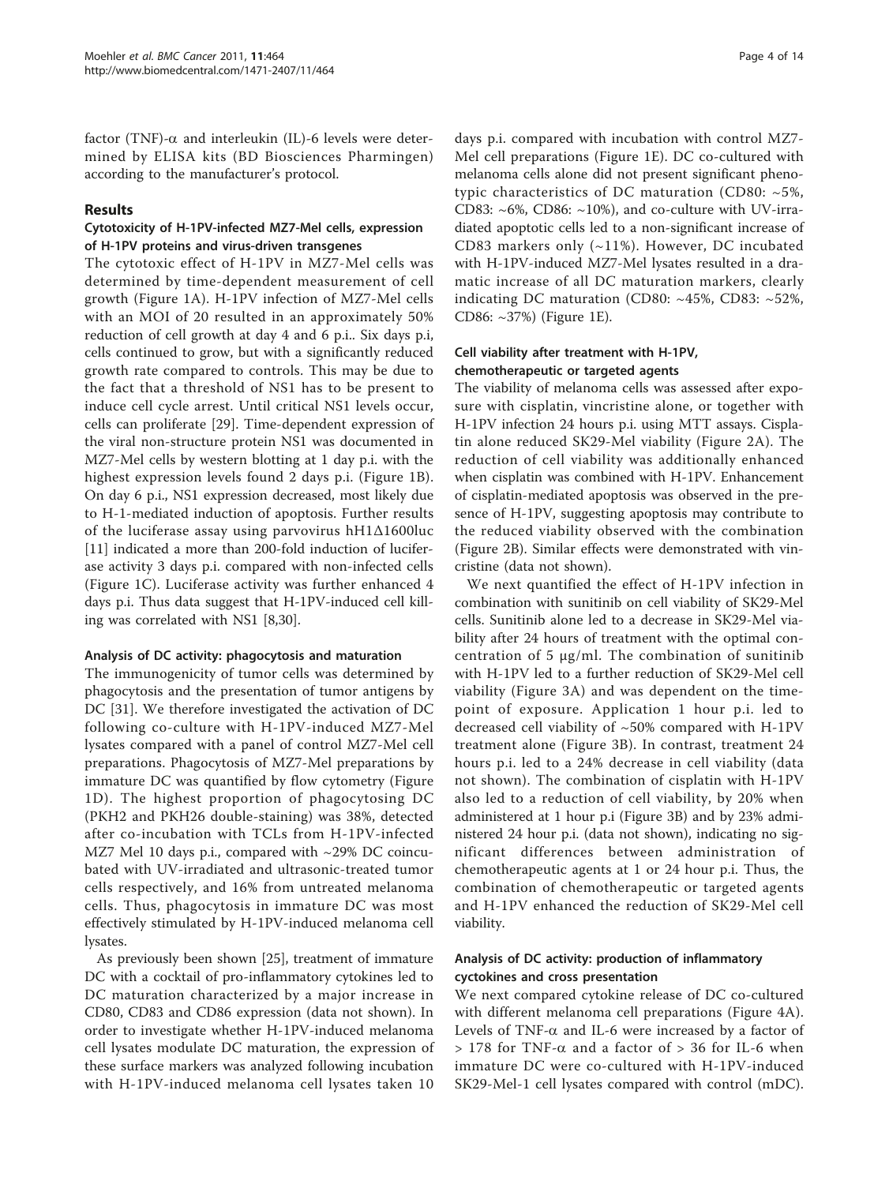factor (TNF)-α and interleukin (IL)-6 levels were determined by ELISA kits (BD Biosciences Pharmingen) according to the manufacturer's protocol.

## Results

### Cytotoxicity of H-1PV-infected MZ7-Mel cells, expression of H-1PV proteins and virus-driven transgenes

The cytotoxic effect of H-1PV in MZ7-Mel cells was determined by time-dependent measurement of cell growth (Figure 1A). H-1PV infection of MZ7-Mel cells with an MOI of 20 resulted in an approximately 50% reduction of cell growth at day 4 and 6 p.i.. Six days p.i, cells continued to grow, but with a significantly reduced growth rate compared to controls. This may be due to the fact that a threshold of NS1 has to be present to induce cell cycle arrest. Until critical NS1 levels occur, cells can proliferate [29]. Time-dependent expression of the viral non-structure protein NS1 was documented in MZ7-Mel cells by western blotting at 1 day p.i. with the highest expression levels found 2 days p.i. (Figure 1B). On day 6 p.i., NS1 expression decreased, most likely due to H-1-mediated induction of apoptosis. Further results of the luciferase assay using parvovirus hH1Δ1600luc [11] indicated a more than 200-fold induction of luciferase activity 3 days p.i. compared with non-infected cells (Figure 1C). Luciferase activity was further enhanced 4 days p.i. Thus data suggest that H-1PV-induced cell killing was correlated with NS1 [8,30].

### Analysis of DC activity: phagocytosis and maturation

The immunogenicity of tumor cells was determined by phagocytosis and the presentation of tumor antigens by DC [31]. We therefore investigated the activation of DC following co-culture with H-1PV-induced MZ7-Mel lysates compared with a panel of control MZ7-Mel cell preparations. Phagocytosis of MZ7-Mel preparations by immature DC was quantified by flow cytometry (Figure 1D). The highest proportion of phagocytosing DC (PKH2 and PKH26 double-staining) was 38%, detected after co-incubation with TCLs from H-1PV-infected MZ7 Mel 10 days p.i., compared with ~29% DC coincubated with UV-irradiated and ultrasonic-treated tumor cells respectively, and 16% from untreated melanoma cells. Thus, phagocytosis in immature DC was most effectively stimulated by H-1PV-induced melanoma cell lysates.

As previously been shown [25], treatment of immature DC with a cocktail of pro-inflammatory cytokines led to DC maturation characterized by a major increase in CD80, CD83 and CD86 expression (data not shown). In order to investigate whether H-1PV-induced melanoma cell lysates modulate DC maturation, the expression of these surface markers was analyzed following incubation with H-1PV-induced melanoma cell lysates taken 10 days p.i. compared with incubation with control MZ7-Mel cell preparations (Figure 1E). DC co-cultured with melanoma cells alone did not present significant phenotypic characteristics of DC maturation (CD80: ~5%, CD83: ~6%, CD86: ~10%), and co-culture with UV-irradiated apoptotic cells led to a non-significant increase of CD83 markers only (~11%). However, DC incubated with H-1PV-induced MZ7-Mel lysates resulted in a dramatic increase of all DC maturation markers, clearly indicating DC maturation (CD80: ~45%, CD83: ~52%, CD86: ~37%) (Figure 1E).

### Cell viability after treatment with H-1PV, chemotherapeutic or targeted agents

The viability of melanoma cells was assessed after exposure with cisplatin, vincristine alone, or together with H-1PV infection 24 hours p.i. using MTT assays. Cisplatin alone reduced SK29-Mel viability (Figure 2A). The reduction of cell viability was additionally enhanced when cisplatin was combined with H-1PV. Enhancement of cisplatin-mediated apoptosis was observed in the presence of H-1PV, suggesting apoptosis may contribute to the reduced viability observed with the combination (Figure 2B). Similar effects were demonstrated with vincristine (data not shown).

We next quantified the effect of H-1PV infection in combination with sunitinib on cell viability of SK29-Mel cells. Sunitinib alone led to a decrease in SK29-Mel viability after 24 hours of treatment with the optimal concentration of 5 μg/ml. The combination of sunitinib with H-1PV led to a further reduction of SK29-Mel cell viability (Figure 3A) and was dependent on the timepoint of exposure. Application 1 hour p.i. led to decreased cell viability of ~50% compared with H-1PV treatment alone (Figure 3B). In contrast, treatment 24 hours p.i. led to a 24% decrease in cell viability (data not shown). The combination of cisplatin with H-1PV also led to a reduction of cell viability, by 20% when administered at 1 hour p.i (Figure 3B) and by 23% administered 24 hour p.i. (data not shown), indicating no significant differences between administration of chemotherapeutic agents at 1 or 24 hour p.i. Thus, the combination of chemotherapeutic or targeted agents and H-1PV enhanced the reduction of SK29-Mel cell viability.

### Analysis of DC activity: production of inflammatory cytokines and cross presentation

We next compared cytokine release of DC co-cultured with different melanoma cell preparations (Figure 4A). Levels of TNF-α and IL-6 were increased by a factor of > 178 for TNF-α and a factor of > 36 for IL-6 when immature DC were co-cultured with H-1PV-induced SK29-Mel-1 cell lysates compared with control (mDC).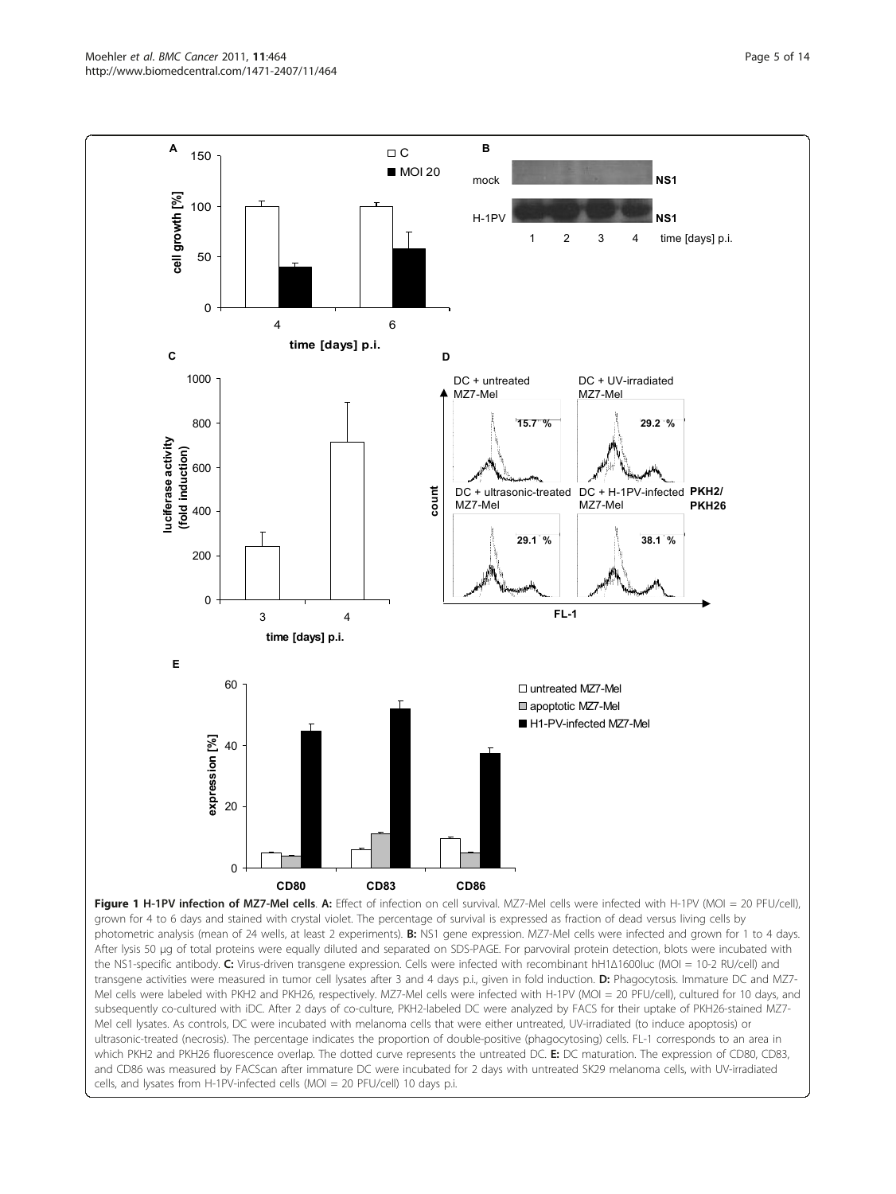**Figure 1 H-1PV infection of MZ7-Mel cells**. **A:** Effect of infection on cell survival. MZ7-Mel cells were infected with H-1PV (MOI = 20 PFU/cell), grown for 4 to 6 days and stained with crystal violet. The percentage of survival is expressed as fraction of dead versus living cells by photometric analysis (mean of 24 wells, at least 2 experiments). **B:** NS1 gene expression. MZ7-Mel cells were infected and grown for 1 to 4 days. After lysis 50 µg of total proteins were equally diluted and separated on SDS-PAGE. For parvoviral protein detection, blots were incubated with the NS1-specific antibody. **C:** Virus-driven transgene expression. Cells were infected with recombinant hH1Δ1600luc (MOI = 10-2 RU/cell) and transgene activities were measured in tumor cell lysates after 3 and 4 days p.i., given in fold induction. **D:** Phagocytosis. Immature DC and MZ7-Mel cells were labeled with PKH2 and PKH26, respectively. MZ7-Mel cells were infected with H-1PV (MOI = 20 PFU/cell), cultured for 10 days, and subsequently co-cultured with iDC. After 2 days of co-culture, PKH2-labeled DC were analyzed by FACS for their uptake of PKH26-stained MZ7-Mel cell lysates. As controls, DC were incubated with melanoma cells that were either untreated, UV-irradiated (to induce apoptosis) or ultrasonic-treated (necrosis). The percentage indicates the proportion of double-positive (phagocytosing) cells. FL-1 corresponds to an area in which PKH2 and PKH26 fluorescence overlap. The dotted curve represents the untreated DC. **E:** DC maturation. The expression of CD80, CD83, and CD86 was measured by FACScan after immature DC were incubated for 2 days with untreated SK29 melanoma cells, with UV-irradiated cells, and lysates from H-1PV-infected cells (MOI = 20 PFU/cell) 10 days p.i.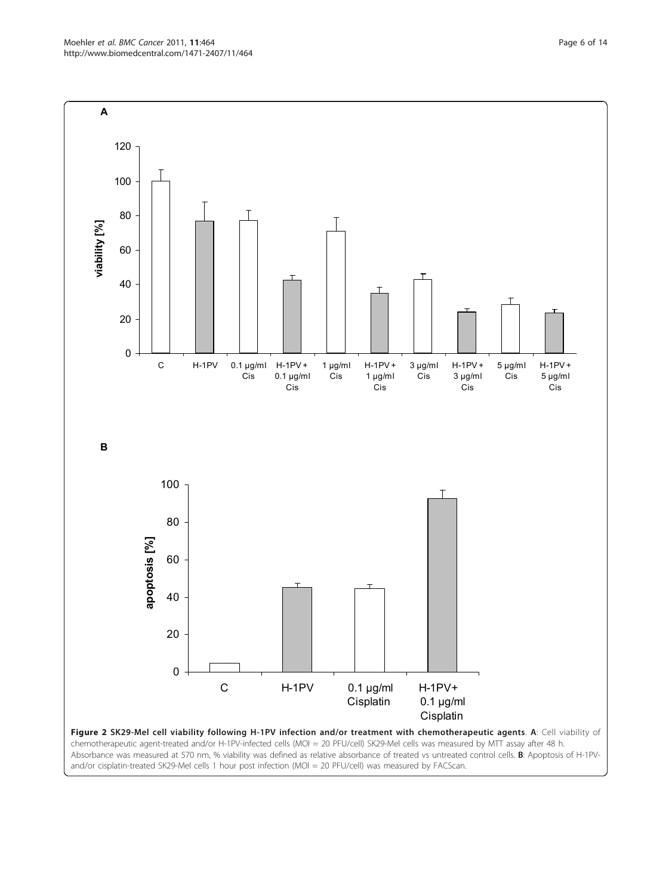**Figure 2 SK29-Mel cell viability following H-1PV infection and/or treatment with chemotherapeutic agents**. **A**: Cell viability of chemotherapeutic agent-treated and/or H-1PV-infected cells (MOI = 20 PFU/cell) SK29-Mel cells was measured by MTT assay after 48 h. Absorbance was measured at 570 nm, % viability was defined as relative absorbance of treated vs untreated control cells. **B**: Apoptosis of H-1PV- and/or cisplatin-treated SK29-Mel cells 1 hour post infection (MOI = 20 PFU/cell) was measured by FACScan.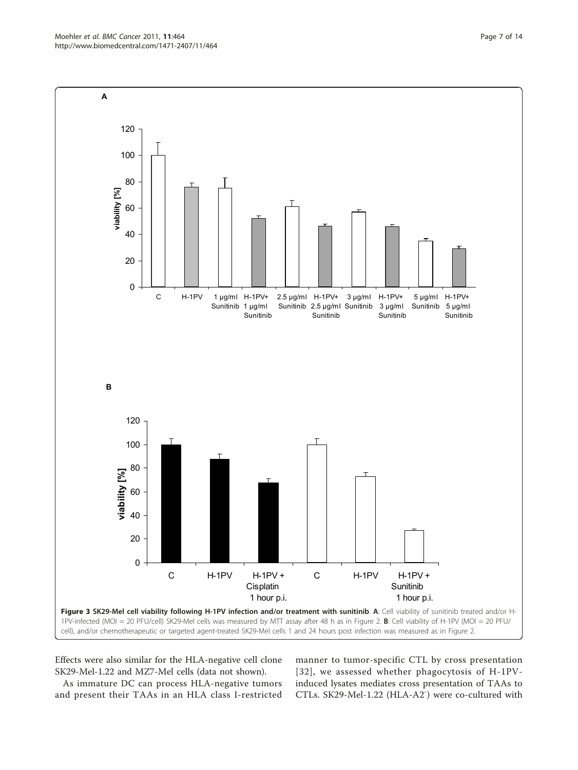**Figure 3 SK29-Mel cell viability following H-1PV infection and/or treatment with sunitinib**. **A**: Cell viability of sunitinib treated and/or H-1PV-infected (MOI = 20 PFU/cell) SK29-Mel cells was measured by MTT assay after 48 h as in Figure 2. **B**: Cell viability of H-1PV (MOI = 20 PFU/cell), and/or chemotherapeutic or targeted agent-treated SK29-Mel cells 1 and 24 hours post infection was measured as in Figure 2.

Effects were also similar for the HLA-negative cell clone SK29-Mel-1.22 and MZ7-Mel cells (data not shown).

As immature DC can process HLA-negative tumors and present their TAAs in an HLA class I-restricted manner to tumor-specific CTL by cross presentation [32], we assessed whether phagocytosis of H-1PV-induced lysates mediates cross presentation of TAAs to CTLs. SK29-Mel-1.22 (HLA-A2[-]) were co-cultured with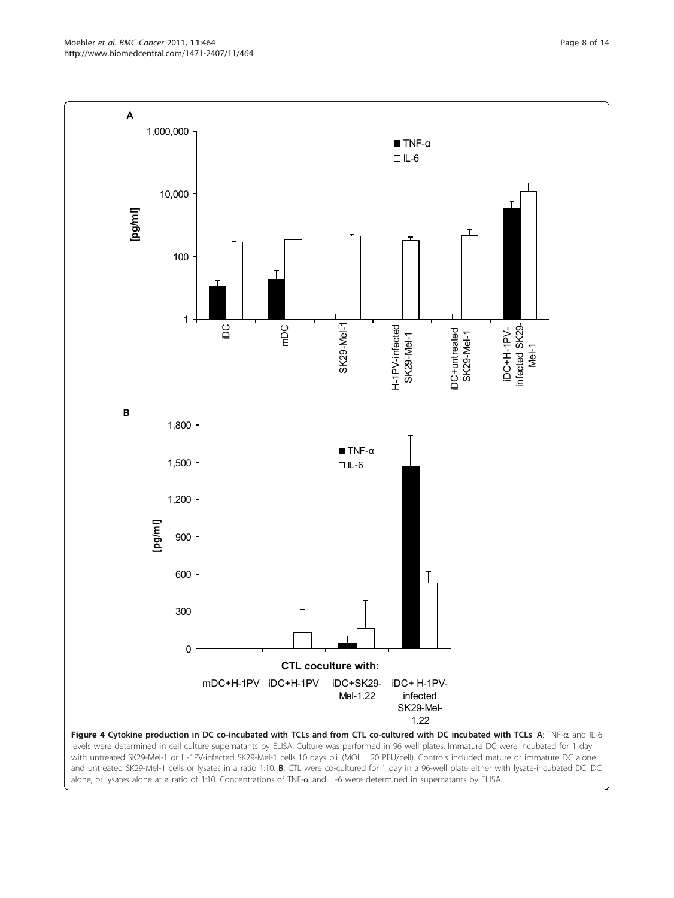**Figure 4 Cytokine production in DC co-incubated with TCLs and from CTL co-cultured with DC incubated with TCLs**. **A**: TNF-α and IL-6 levels were determined in cell culture supernatants by ELISA. Culture was performed in 96 well plates. Immature DC were incubated for 1 day with untreated SK29-Mel-1 or H-1PV-infected SK29-Mel-1 cells 10 days p.i. (MOI = 20 PFU/cell). Controls included mature or immature DC alone and untreated SK29-Mel-1 cells or lysates in a ratio 1:10. **B**: CTL were co-cultured for 1 day in a 96-well plate either with lysate-incubated DC, DC alone, or lysates alone at a ratio of 1:10. Concentrations of TNF-α and IL-6 were determined in supernatants by ELISA.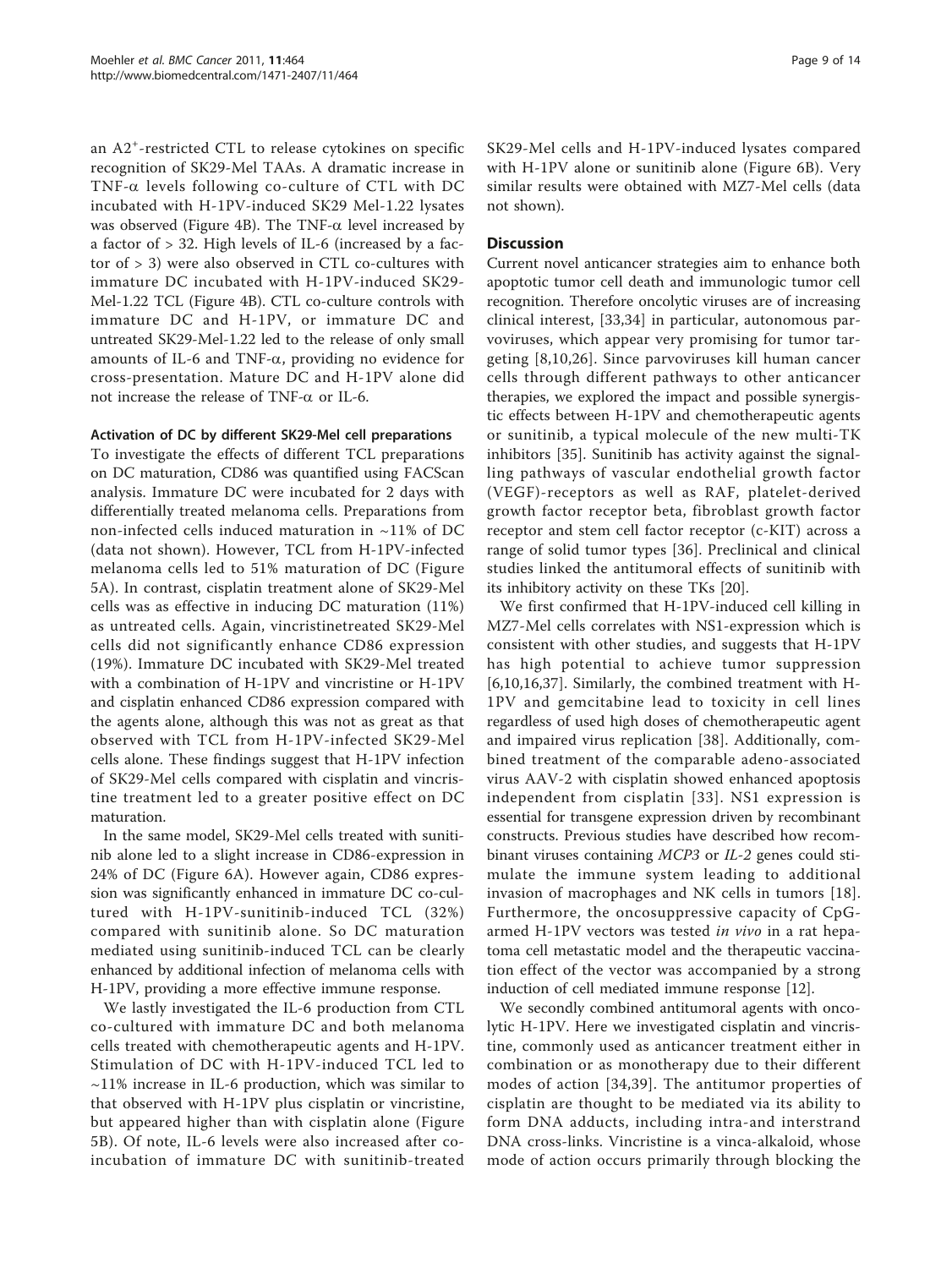an A2[+]-restricted CTL to release cytokines on specific recognition of SK29-Mel TAAs. A dramatic increase in TNF-α levels following co-culture of CTL with DC incubated with H-1PV-induced SK29 Mel-1.22 lysates was observed (Figure 4B). The TNF-α level increased by a factor of > 32. High levels of IL-6 (increased by a factor of > 3) were also observed in CTL co-cultures with immature DC incubated with H-1PV-induced SK29-Mel-1.22 TCL (Figure 4B). CTL co-culture controls with immature DC and H-1PV, or immature DC and untreated SK29-Mel-1.22 led to the release of only small amounts of IL-6 and TNF-α, providing no evidence for cross-presentation. Mature DC and H-1PV alone did not increase the release of TNF-α or IL-6.

### Activation of DC by different SK29-Mel cell preparations

To investigate the effects of different TCL preparations on DC maturation, CD86 was quantified using FACScan analysis. Immature DC were incubated for 2 days with differentially treated melanoma cells. Preparations from non-infected cells induced maturation in ~11% of DC (data not shown). However, TCL from H-1PV-infected melanoma cells led to 51% maturation of DC (Figure 5A). In contrast, cisplatin treatment alone of SK29-Mel cells was as effective in inducing DC maturation (11%) as untreated cells. Again, vincristinetreated SK29-Mel cells did not significantly enhance CD86 expression (19%). Immature DC incubated with SK29-Mel treated with a combination of H-1PV and vincristine or H-1PV and cisplatin enhanced CD86 expression compared with the agents alone, although this was not as great as that observed with TCL from H-1PV-infected SK29-Mel cells alone. These findings suggest that H-1PV infection of SK29-Mel cells compared with cisplatin and vincristine treatment led to a greater positive effect on DC maturation.

In the same model, SK29-Mel cells treated with sunitinib alone led to a slight increase in CD86-expression in 24% of DC (Figure 6A). However again, CD86 expression was significantly enhanced in immature DC co-cultured with H-1PV-sunitinib-induced TCL (32%) compared with sunitinib alone. So DC maturation mediated using sunitinib-induced TCL can be clearly enhanced by additional infection of melanoma cells with H-1PV, providing a more effective immune response.

We lastly investigated the IL-6 production from CTL co-cultured with immature DC and both melanoma cells treated with chemotherapeutic agents and H-1PV. Stimulation of DC with H-1PV-induced TCL led to ~11% increase in IL-6 production, which was similar to that observed with H-1PV plus cisplatin or vincristine, but appeared higher than with cisplatin alone (Figure 5B). Of note, IL-6 levels were also increased after co-incubation of immature DC with sunitinib-treated SK29-Mel cells and H-1PV-induced lysates compared with H-1PV alone or sunitinib alone (Figure 6B). Very similar results were obtained with MZ7-Mel cells (data not shown).

## Discussion

Current novel anticancer strategies aim to enhance both apoptotic tumor cell death and immunologic tumor cell recognition. Therefore oncolytic viruses are of increasing clinical interest, [33,34] in particular, autonomous parvoviruses, which appear very promising for tumor targeting [8,10,26]. Since parvoviruses kill human cancer cells through different pathways to other anticancer therapies, we explored the impact and possible synergistic effects between H-1PV and chemotherapeutic agents or sunitinib, a typical molecule of the new multi-TK inhibitors [35]. Sunitinib has activity against the signalling pathways of vascular endothelial growth factor (VEGF)-receptors as well as RAF, platelet-derived growth factor receptor beta, fibroblast growth factor receptor and stem cell factor receptor (c-KIT) across a range of solid tumor types [36]. Preclinical and clinical studies linked the antitumoral effects of sunitinib with its inhibitory activity on these TKs [20].

We first confirmed that H-1PV-induced cell killing in MZ7-Mel cells correlates with NS1-expression which is consistent with other studies, and suggests that H-1PV has high potential to achieve tumor suppression [6,10,16,37]. Similarly, the combined treatment with H-1PV and gemcitabine lead to toxicity in cell lines regardless of used high doses of chemotherapeutic agent and impaired virus replication [38]. Additionally, combined treatment of the comparable adeno-associated virus AAV-2 with cisplatin showed enhanced apoptosis independent from cisplatin [33]. NS1 expression is essential for transgene expression driven by recombinant constructs. Previous studies have described how recombinant viruses containing *MCP3* or *IL-2* genes could stimulate the immune system leading to additional invasion of macrophages and NK cells in tumors [18]. Furthermore, the oncosuppressive capacity of CpG-armed H-1PV vectors was tested *in vivo* in a rat hepatoma cell metastatic model and the therapeutic vaccination effect of the vector was accompanied by a strong induction of cell mediated immune response [12].

We secondly combined antitumoral agents with oncolytic H-1PV. Here we investigated cisplatin and vincristine, commonly used as anticancer treatment either in combination or as monotherapy due to their different modes of action [34,39]. The antitumor properties of cisplatin are thought to be mediated via its ability to form DNA adducts, including intra-and interstrand DNA cross-links. Vincristine is a vinca-alkaloid, whose mode of action occurs primarily through blocking the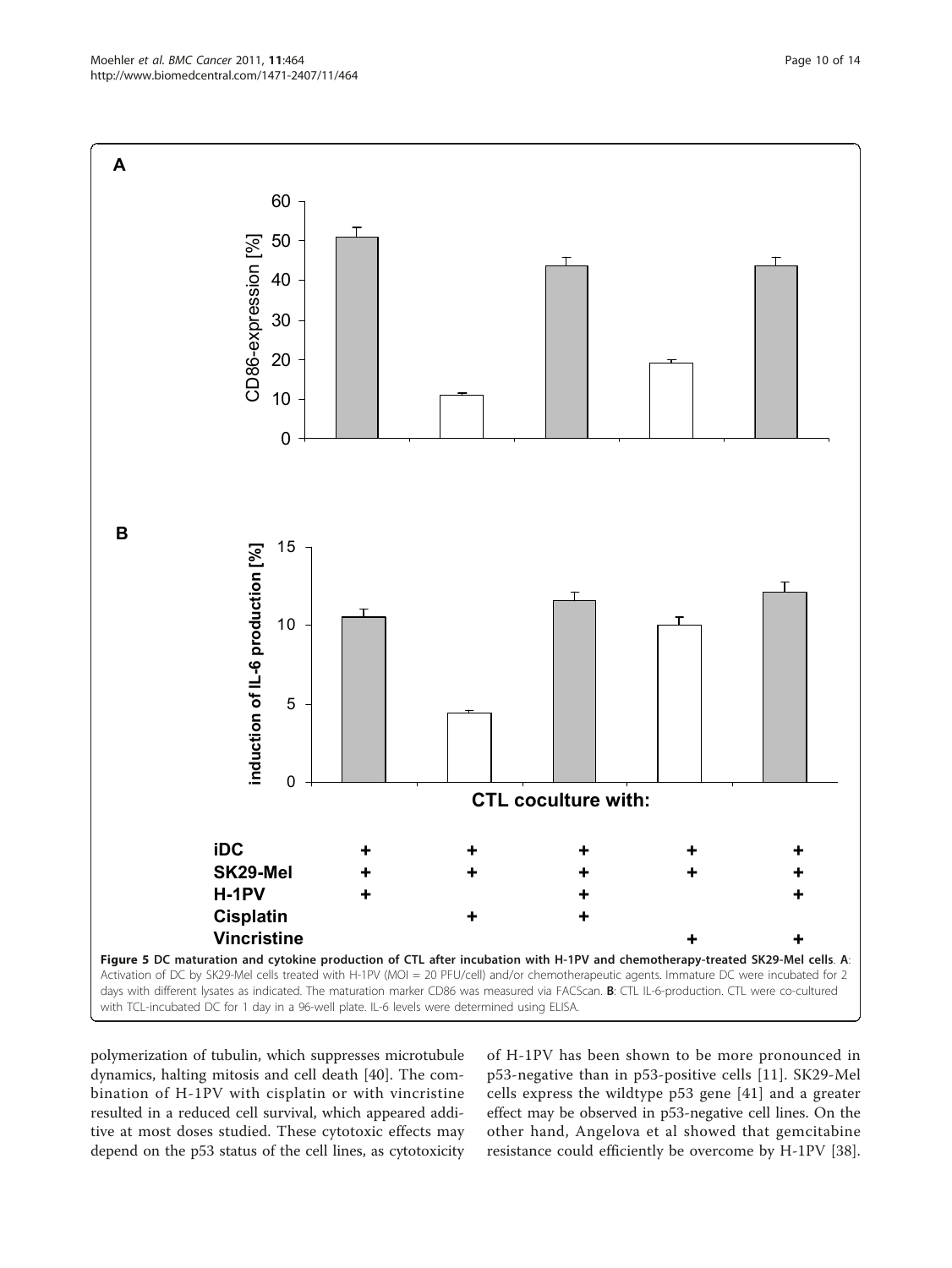**Figure 5 DC maturation and cytokine production of CTL after incubation with H-1PV and chemotherapy-treated SK29-Mel cells**. **A**: Activation of DC by SK29-Mel cells treated with H-1PV (MOI = 20 PFU/cell) and/or chemotherapeutic agents. Immature DC were incubated for 2 days with different lysates as indicated. The maturation marker CD86 was measured via FACScan. **B**: CTL IL-6-production. CTL were co-cultured with TCL-incubated DC for 1 day in a 96-well plate. IL-6 levels were determined using ELISA.

polymerization of tubulin, which suppresses microtubule dynamics, halting mitosis and cell death [40]. The combination of H-1PV with cisplatin or with vincristine resulted in a reduced cell survival, which appeared additive at most doses studied. These cytotoxic effects may depend on the p53 status of the cell lines, as cytotoxicity of H-1PV has been shown to be more pronounced in p53-negative than in p53-positive cells [11]. SK29-Mel cells express the wildtype p53 gene [41] and a greater effect may be observed in p53-negative cell lines. On the other hand, Angelova et al showed that gemcitabine resistance could efficiently be overcome by H-1PV [38].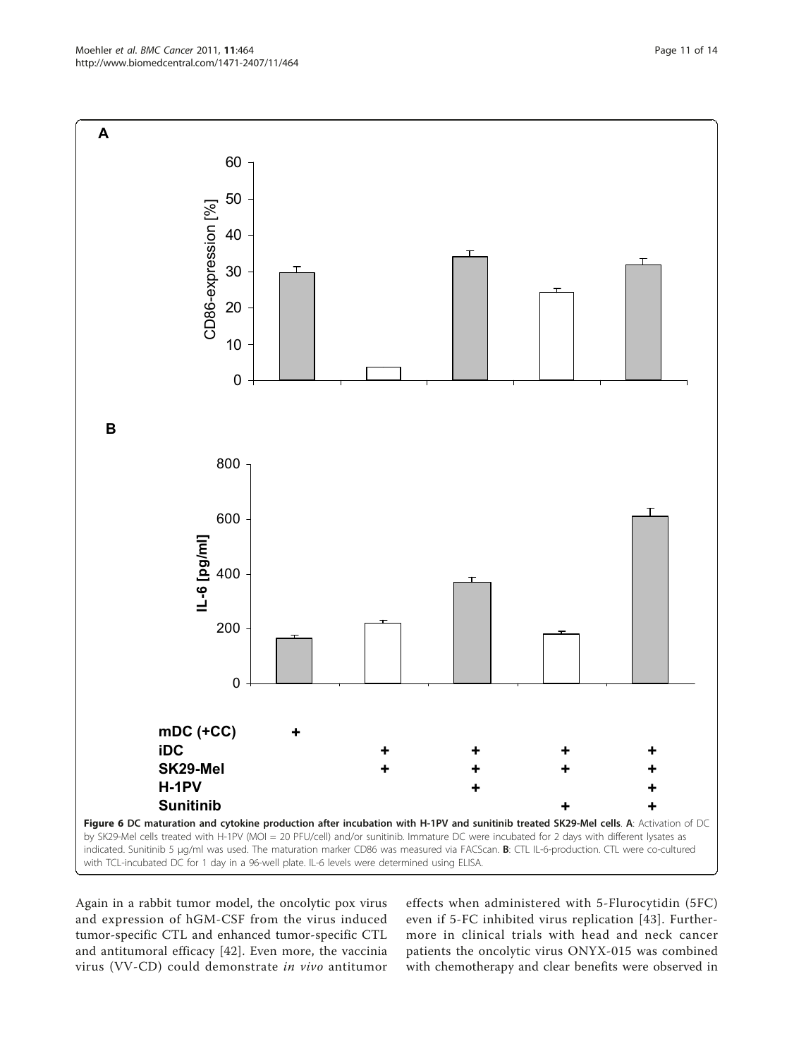**Figure 6 DC maturation and cytokine production after incubation with H-1PV and sunitinib treated SK29-Mel cells**. **A**: Activation of DC by SK29-Mel cells treated with H-1PV (MOI = 20 PFU/cell) and/or sunitinib. Immature DC were incubated for 2 days with different lysates as indicated. Sunitinib 5 μg/ml was used. The maturation marker CD86 was measured via FACScan. **B**: CTL IL-6-production. CTL were co-cultured with TCL-incubated DC for 1 day in a 96-well plate. IL-6 levels were determined using ELISA.

Again in a rabbit tumor model, the oncolytic pox virus and expression of hGM-CSF from the virus induced tumor-specific CTL and enhanced tumor-specific CTL and antitumoral efficacy [42]. Even more, the vaccinia virus (VV-CD) could demonstrate *in vivo* antitumor effects when administered with 5-Flurocytidin (5FC) even if 5-FC inhibited virus replication [43]. Furthermore in clinical trials with head and neck cancer patients the oncolytic virus ONYX-015 was combined with chemotherapy and clear benefits were observed in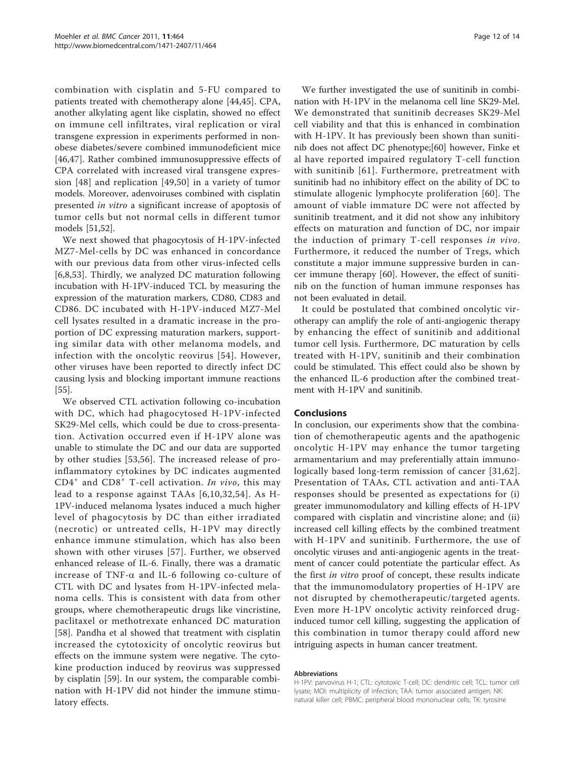combination with cisplatin and 5-FU compared to patients treated with chemotherapy alone [44,45]. CPA, another alkylating agent like cisplatin, showed no effect on immune cell infiltrates, viral replication or viral transgene expression in experiments performed in non-obese diabetes/severe combined immunodeficient mice [46,47]. Rather combined immunosuppressive effects of CPA correlated with increased viral transgene expression [48] and replication [49,50] in a variety of tumor models. Moreover, adenvoiruses combined with cisplatin presented *in vitro* a significant increase of apoptosis of tumor cells but not normal cells in different tumor models [51,52].

We next showed that phagocytosis of H-1PV-infected MZ7-Mel-cells by DC was enhanced in concordance with our previous data from other virus-infected cells [6,8,53]. Thirdly, we analyzed DC maturation following incubation with H-1PV-induced TCL by measuring the expression of the maturation markers, CD80, CD83 and CD86. DC incubated with H-1PV-induced MZ7-Mel cell lysates resulted in a dramatic increase in the proportion of DC expressing maturation markers, supporting similar data with other melanoma models, and infection with the oncolytic reovirus [54]. However, other viruses have been reported to directly infect DC causing lysis and blocking important immune reactions [55].

We observed CTL activation following co-incubation with DC, which had phagocytosed H-1PV-infected SK29-Mel cells, which could be due to cross-presentation. Activation occurred even if H-1PV alone was unable to stimulate the DC and our data are supported by other studies [53,56]. The increased release of proinflammatory cytokines by DC indicates augmented $CD4^{+}$ and $CD8^{+}$ T-cell activation. *In vivo*, this may lead to a response against TAAs [6,10,32,54]. As H-1PV-induced melanoma lysates induced a much higher level of phagocytosis by DC than either irradiated (necrotic) or untreated cells, H-1PV may directly enhance immune stimulation, which has also been shown with other viruses [57]. Further, we observed enhanced release of IL-6. Finally, there was a dramatic increase of TNF-$\alpha$ and IL-6 following co-culture of CTL with DC and lysates from H-1PV-infected melanoma cells. This is consistent with data from other groups, where chemotherapeutic drugs like vincristine, paclitaxel or methotrexate enhanced DC maturation [58]. Pandha et al showed that treatment with cisplatin increased the cytotoxicity of oncolytic reovirus but effects on the immune system were negative. The cytokine production induced by reovirus was suppressed by cisplatin [59]. In our system, the comparable combination with H-1PV did not hinder the immune stimulatory effects.

We further investigated the use of sunitinib in combination with H-1PV in the melanoma cell line SK29-Mel. We demonstrated that sunitinib decreases SK29-Mel cell viability and that this is enhanced in combination with H-1PV. It has previously been shown than sunitinib does not affect DC phenotype;[60] however, Finke et al have reported impaired regulatory T-cell function with sunitinib [61]. Furthermore, pretreatment with sunitinib had no inhibitory effect on the ability of DC to stimulate allogenic lymphocyte proliferation [60]. The amount of viable immature DC were not affected by sunitinib treatment, and it did not show any inhibitory effects on maturation and function of DC, nor impair the induction of primary T-cell responses *in vivo*. Furthermore, it reduced the number of Tregs, which constitute a major immune suppressive burden in cancer immune therapy [60]. However, the effect of sunitinib on the function of human immune responses has not been evaluated in detail.

It could be postulated that combined oncolytic virotherapy can amplify the role of anti-angiogenic therapy by enhancing the effect of sunitinib and additional tumor cell lysis. Furthermore, DC maturation by cells treated with H-1PV, sunitinib and their combination could be stimulated. This effect could also be shown by the enhanced IL-6 production after the combined treatment with H-1PV and sunitinib.

## Conclusions

In conclusion, our experiments show that the combination of chemotherapeutic agents and the apathogenic oncolytic H-1PV may enhance the tumor targeting armamentarium and may preferentially attain immunologically based long-term remission of cancer [31,62]. Presentation of TAAs, CTL activation and anti-TAA responses should be presented as expectations for (i) greater immunomodulatory and killing effects of H-1PV compared with cisplatin and vincristine alone; and (ii) increased cell killing effects by the combined treatment with H-1PV and sunitinib. Furthermore, the use of oncolytic viruses and anti-angiogenic agents in the treatment of cancer could potentiate the particular effect. As the first *in vitro* proof of concept, these results indicate that the immunomodulatory properties of H-1PV are not disrupted by chemotherapeutic/targeted agents. Even more H-1PV oncolytic activity reinforced drug-induced tumor cell killing, suggesting the application of this combination in tumor therapy could afford new intriguing aspects in human cancer treatment.

#### Abbreviations

H-1PV: parvovirus H-1; CTL: cytotoxic T-cell; DC: dendritic cell; TCL: tumor cell lysate; MOI: multiplicity of infection; TAA: tumor associated antigen; NK: natural killer cell; PBMC: peripheral blood mononuclear cells; TK: tyrosine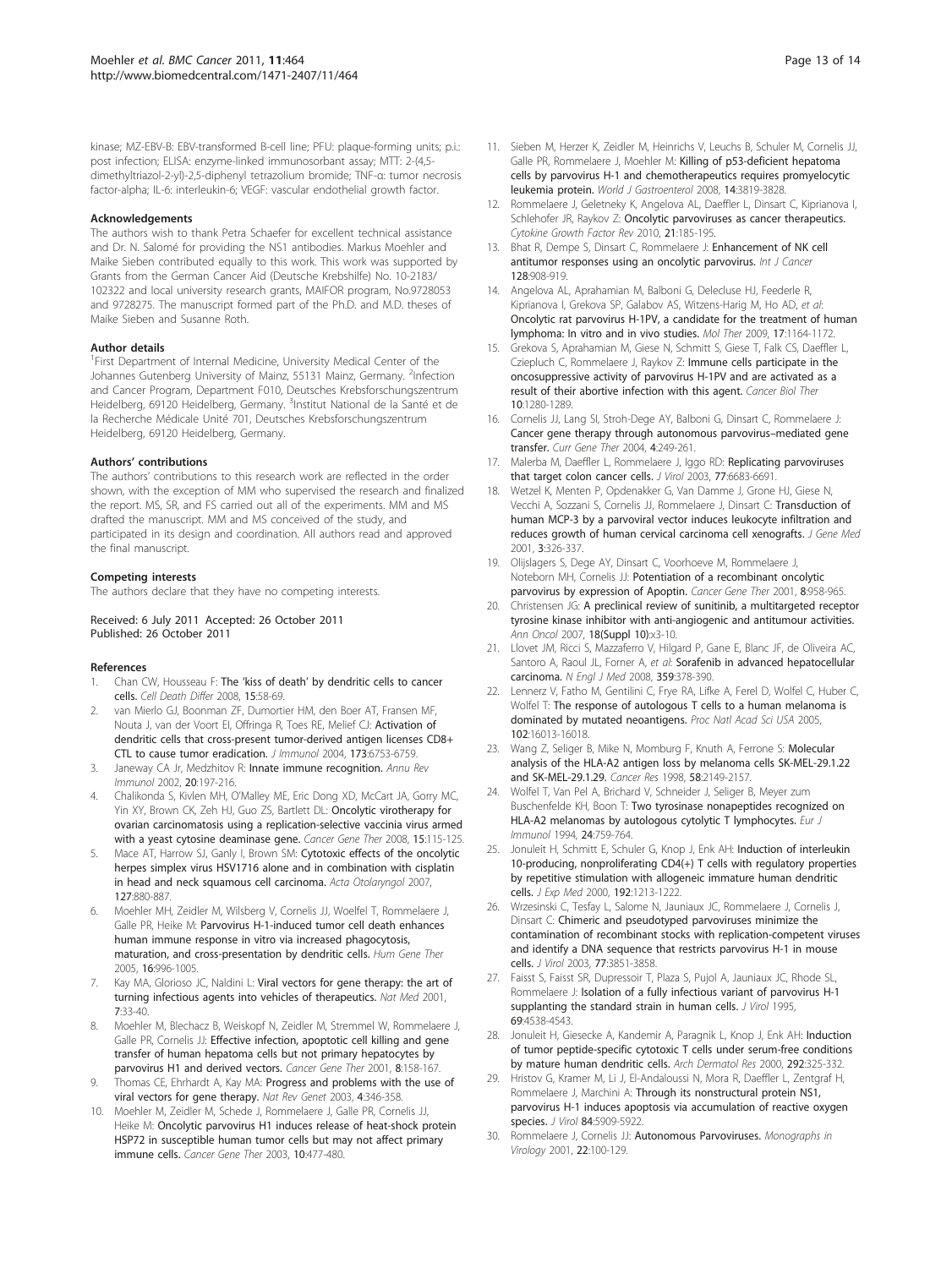kinase; MZ-EBV-B: EBV-transformed B-cell line; PFU: plaque-forming units; p.i.: post infection; ELISA: enzyme-linked immunosorbant assay; MTT: 2-(4,5-dimethyltriazol-2-yl)-2,5-diphenyl tetrazolium bromide; TNF-α: tumor necrosis factor-alpha; IL-6: interleukin-6; VEGF: vascular endothelial growth factor.

#### Acknowledgements

The authors wish to thank Petra Schaefer for excellent technical assistance and Dr. N. Salomé for providing the NS1 antibodies. Markus Moehler and Maike Sieben contributed equally to this work. This work was supported by Grants from the German Cancer Aid (Deutsche Krebshilfe) No. 10-2183/102322 and local university research grants, MAIFOR program, No.9728053 and 9728275. The manuscript formed part of the Ph.D. and M.D. theses of Maike Sieben and Susanne Roth.

#### Author details

[1]First Department of Internal Medicine, University Medical Center of the Johannes Gutenberg University of Mainz, 55131 Mainz, Germany. [2]Infection and Cancer Program, Department F010, Deutsches Krebsforschungszentrum Heidelberg, 69120 Heidelberg, Germany. [3]Institut National de la Santé et de la Recherche Médicale Unité 701, Deutsches Krebsforschungszentrum Heidelberg, 69120 Heidelberg, Germany.

#### Authors' contributions

The authors' contributions to this research work are reflected in the order shown, with the exception of MM who supervised the research and finalized the report. MS, SR, and FS carried out all of the experiments. MM and MS drafted the manuscript. MM and MS conceived of the study, and participated in its design and coordination. All authors read and approved the final manuscript.

#### Competing interests

The authors declare that they have no competing interests.

Received: 6 July 2011 Accepted: 26 October 2011
Published: 26 October 2011

#### References

1. Chan CW, Housseau F: **The 'kiss of death' by dendritic cells to cancer cells.** *Cell Death Differ* 2008, **15**:58-69.
2. van Mierlo GJ, Boonman ZF, Dumortier HM, den Boer AT, Fransen MF, Nouta J, van der Voort EI, Offringa R, Toes RE, Melief CJ: **Activation of dendritic cells that cross-present tumor-derived antigen licenses CD8+ CTL to cause tumor eradication.** *J Immunol* 2004, **173**:6753-6759.
3. Janeway CA Jr, Medzhitov R: **Innate immune recognition.** *Annu Rev Immunol* 2002, **20**:197-216.
4. Chalikonda S, Kivlen MH, O'Malley ME, Eric Dong XD, McCart JA, Gorry MC, Yin XY, Brown CK, Zeh HJ, Guo ZS, Bartlett DL: **Oncolytic virotherapy for ovarian carcinomatosis using a replication-selective vaccinia virus armed with a yeast cytosine deaminase gene.** *Cancer Gene Ther* 2008, **15**:115-125.
5. Mace AT, Harrow SJ, Ganly I, Brown SM: **Cytotoxic effects of the oncolytic herpes simplex virus HSV1716 alone and in combination with cisplatin in head and neck squamous cell carcinoma.** *Acta Otolaryngol* 2007, **127**:880-887.
6. Moehler MH, Zeidler M, Wilsberg V, Cornelis JJ, Woelfel T, Rommelaere J, Galle PR, Heike M: **Parvovirus H-1-induced tumor cell death enhances human immune response in vitro via increased phagocytosis, maturation, and cross-presentation by dendritic cells.** *Hum Gene Ther* 2005, **16**:996-1005.
7. Kay MA, Glorioso JC, Naldini L: **Viral vectors for gene therapy: the art of turning infectious agents into vehicles of therapeutics.** *Nat Med* 2001, **7**:33-40.
8. Moehler M, Blechacz B, Weiskopf N, Zeidler M, Stremmel W, Rommelaere J, Galle PR, Cornelis JJ: **Effective infection, apoptotic cell killing and gene transfer of human hepatoma cells but not primary hepatocytes by parvovirus H1 and derived vectors.** *Cancer Gene Ther* 2001, **8**:158-167.
9. Thomas CE, Ehrhardt A, Kay MA: **Progress and problems with the use of viral vectors for gene therapy.** *Nat Rev Genet* 2003, **4**:346-358.
10. Moehler M, Zeidler M, Schede J, Rommelaere J, Galle PR, Cornelis JJ, Heike M: **Oncolytic parvovirus H1 induces release of heat-shock protein HSP72 in susceptible human tumor cells but may not affect primary immune cells.** *Cancer Gene Ther* 2003, **10**:477-480.
11. Sieben M, Herzer K, Zeidler M, Heinrichs V, Leuchs B, Schuler M, Cornelis JJ, Galle PR, Rommelaere J, Moehler M: **Killing of p53-deficient hepatoma cells by parvovirus H-1 and chemotherapeutics requires promyelocytic leukemia protein.** *World J Gastroenterol* 2008, **14**:3819-3828.
12. Rommelaere J, Geletneky K, Angelova AL, Daeffler L, Dinsart C, Kiprianova I, Schlehofer JR, Raykov Z: **Oncolytic parvoviruses as cancer therapeutics.** *Cytokine Growth Factor Rev* 2010, **21**:185-195.
13. Bhat R, Dempe S, Dinsart C, Rommelaere J: **Enhancement of NK cell antitumor responses using an oncolytic parvovirus.** *Int J Cancer* **128**:908-919.
14. Angelova AL, Aprahamian M, Balboni G, Delecluse HJ, Feederle R, Kiprianova I, Grekova SP, Galabov AS, Witzens-Harig M, Ho AD, *et al*: **Oncolytic rat parvovirus H-1PV, a candidate for the treatment of human lymphoma: In vitro and in vivo studies.** *Mol Ther* 2009, **17**:1164-1172.
15. Grekova S, Aprahamian M, Giese N, Schmitt S, Giese T, Falk CS, Daeffler L, Cziepluch C, Rommelaere J, Raykov Z: **Immune cells participate in the oncosuppressive activity of parvovirus H-1PV and are activated as a result of their abortive infection with this agent.** *Cancer Biol Ther* **10**:1280-1289.
16. Cornelis JJ, Lang SI, Stroh-Dege AY, Balboni G, Dinsart C, Rommelaere J: **Cancer gene therapy through autonomous parvovirus–mediated gene transfer.** *Curr Gene Ther* 2004, **4**:249-261.
17. Malerba M, Daeffler L, Rommelaere J, Iggo RD: **Replicating parvoviruses that target colon cancer cells.** *J Virol* 2003, **77**:6683-6691.
18. Wetzel K, Menten P, Opdenakker G, Van Damme J, Grone HJ, Giese N, Vecchi A, Sozzani S, Cornelis JJ, Rommelaere J, Dinsart C: **Transduction of human MCP-3 by a parvoviral vector induces leukocyte infiltration and reduces growth of human cervical carcinoma cell xenografts.** *J Gene Med* 2001, **3**:326-337.
19. Olijslagers S, Dege AY, Dinsart C, Voorhoeve M, Rommelaere J, Noteborn MH, Cornelis JJ: **Potentiation of a recombinant oncolytic parvovirus by expression of Apoptin.** *Cancer Gene Ther* 2001, **8**:958-965.
20. Christensen JG: **A preclinical review of sunitinib, a multitargeted receptor tyrosine kinase inhibitor with anti-angiogenic and antitumour activities.** *Ann Oncol* 2007, **18(Suppl 10)**:x3-10.
21. Llovet JM, Ricci S, Mazzaferro V, Hilgard P, Gane E, Blanc JF, de Oliveira AC, Santoro A, Raoul JL, Forner A, *et al*: **Sorafenib in advanced hepatocellular carcinoma.** *N Engl J Med* 2008, **359**:378-390.
22. Lennerz V, Fatho M, Gentilini C, Frye RA, Lifke A, Ferel D, Wolfel C, Huber C, Wolfel T: **The response of autologous T cells to a human melanoma is dominated by mutated neoantigens.** *Proc Natl Acad Sci USA* 2005, **102**:16013-16018.
23. Wang Z, Seliger B, Mike N, Momburg F, Knuth A, Ferrone S: **Molecular analysis of the HLA-A2 antigen loss by melanoma cells SK-MEL-29.1.22 and SK-MEL-29.1.29.** *Cancer Res* 1998, **58**:2149-2157.
24. Wolfel T, Van Pel A, Brichard V, Schneider J, Seliger B, Meyer zum Buschenfelde KH, Boon T: **Two tyrosinase nonapeptides recognized on HLA-A2 melanomas by autologous cytolytic T lymphocytes.** *Eur J Immunol* 1994, **24**:759-764.
25. Jonuleit H, Schmitt E, Schuler G, Knop J, Enk AH: **Induction of interleukin 10-producing, nonproliferating CD4(+) T cells with regulatory properties by repetitive stimulation with allogeneic immature human dendritic cells.** *J Exp Med* 2000, **192**:1213-1222.
26. Wrzesinski C, Tesfay L, Salome N, Jauniaux JC, Rommelaere J, Cornelis J, Dinsart C: **Chimeric and pseudotyped parvoviruses minimize the contamination of recombinant stocks with replication-competent viruses and identify a DNA sequence that restricts parvovirus H-1 in mouse cells.** *J Virol* 2003, **77**:3851-3858.
27. Faisst S, Faisst SR, Dupressoir T, Plaza S, Pujol A, Jauniaux JC, Rhode SL, Rommelaere J: **Isolation of a fully infectious variant of parvovirus H-1 supplanting the standard strain in human cells.** *J Virol* 1995, **69**:4538-4543.
28. Jonuleit H, Giesecke A, Kandemir A, Paragnik L, Knop J, Enk AH: **Induction of tumor peptide-specific cytotoxic T cells under serum-free conditions by mature human dendritic cells.** *Arch Dermatol Res* 2000, **292**:325-332.
29. Hristov G, Kramer M, Li J, El-Andaloussi N, Mora R, Daeffler L, Zentgraf H, Rommelaere J, Marchini A: **Through its nonstructural protein NS1, parvovirus H-1 induces apoptosis via accumulation of reactive oxygen species.** *J Virol* **84**:5909-5922.
30. Rommelaere J, Cornelis JJ: **Autonomous Parvoviruses.** *Monographs in Virology* 2001, **22**:100-129.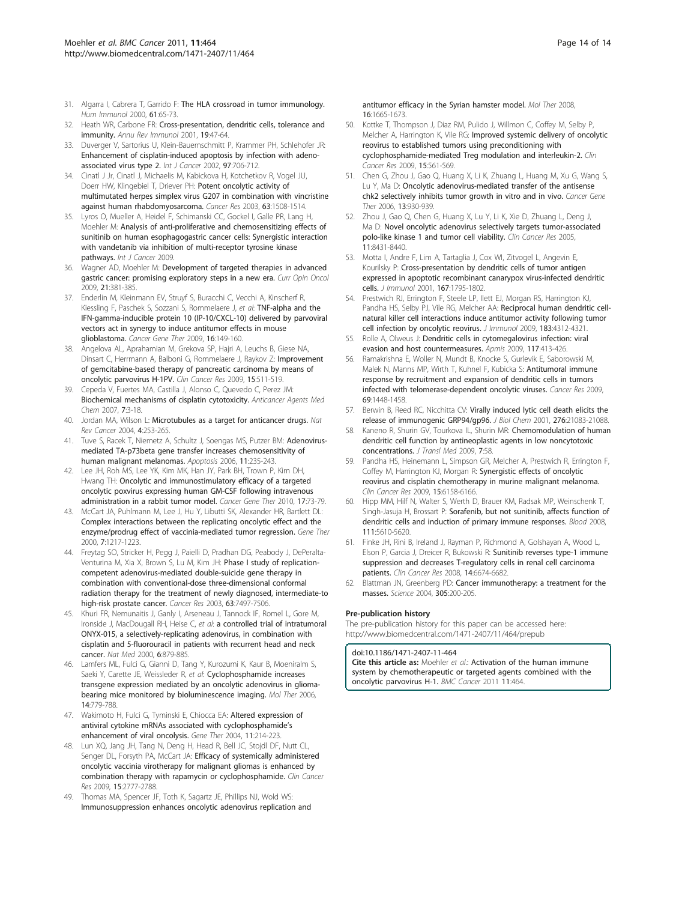31. Algarra I, Cabrera T, Garrido F: The HLA crossroad in tumor immunology. *Hum Immunol* 2000, **61**:65-73.
32. Heath WR, Carbone FR: Cross-presentation, dendritic cells, tolerance and immunity. *Annu Rev Immunol* 2001, **19**:47-64.
33. Duverger V, Sartorius U, Klein-Bauernschmitt P, Krammer PH, Schlehofer JR: Enhancement of cisplatin-induced apoptosis by infection with adeno-associated virus type 2. *Int J Cancer* 2002, **97**:706-712.
34. Cinatl J Jr, Cinatl J, Michaelis M, Kabickova H, Kotchetkov R, Vogel JU, Doerr HW, Klingebiel T, Driever PH: Potent oncolytic activity of multimutated herpes simplex virus G207 in combination with vincristine against human rhabdomyosarcoma. *Cancer Res* 2003, **63**:1508-1514.
35. Lyros O, Mueller A, Heidel F, Schimanski CC, Gockel I, Galle PR, Lang H, Moehler M: Analysis of anti-proliferative and chemosensitizing effects of sunitinib on human esophagogastric cancer cells: Synergistic interaction with vandetanib via inhibition of multi-receptor tyrosine kinase pathways. *Int J Cancer* 2009.
36. Wagner AD, Moehler M: Development of targeted therapies in advanced gastric cancer: promising exploratory steps in a new era. *Curr Opin Oncol* 2009, **21**:381-385.
37. Enderlin M, Kleinmann EV, Struyf S, Buracchi C, Vecchi A, Kinscherf R, Kiessling F, Paschek S, Sozzani S, Rommelaere J, *et al*: TNF-alpha and the IFN-gamma-inducible protein 10 (IP-10/CXCL-10) delivered by parvoviral vectors act in synergy to induce antitumor effects in mouse glioblastoma. *Cancer Gene Ther* 2009, **16**:149-160.
38. Angelova AL, Aprahamian M, Grekova SP, Hajri A, Leuchs B, Giese NA, Dinsart C, Herrmann A, Balboni G, Rommelaere J, Raykov Z: Improvement of gemcitabine-based therapy of pancreatic carcinoma by means of oncolytic parvovirus H-1PV. *Clin Cancer Res* 2009, **15**:511-519.
39. Cepeda V, Fuertes MA, Castilla J, Alonso C, Quevedo C, Perez JM: Biochemical mechanisms of cisplatin cytotoxicity. *Anticancer Agents Med Chem* 2007, **7**:3-18.
40. Jordan MA, Wilson L: Microtubules as a target for anticancer drugs. *Nat Rev Cancer* 2004, **4**:253-265.
41. Tuve S, Racek T, Niemetz A, Schultz J, Soengas MS, Putzer BM: Adenovirus-mediated TA-p73beta gene transfer increases chemosensitivity of human malignant melanomas. *Apoptosis* 2006, **11**:235-243.
42. Lee JH, Roh MS, Lee YK, Kim MK, Han JY, Park BH, Trown P, Kirn DH, Hwang TH: Oncolytic and immunostimulatory efficacy of a targeted oncolytic poxvirus expressing human GM-CSF following intravenous administration in a rabbit tumor model. *Cancer Gene Ther* 2010, **17**:73-79.
43. McCart JA, Puhlmann M, Lee J, Hu Y, Libutti SK, Alexander HR, Bartlett DL: Complex interactions between the replicating oncolytic effect and the enzyme/prodrug effect of vaccinia-mediated tumor regression. *Gene Ther* 2000, **7**:1217-1223.
44. Freytag SO, Stricker H, Pegg J, Paielli D, Pradhan DG, Peabody J, DePeralta-Venturina M, Xia X, Brown S, Lu M, Kim JH: Phase I study of replication-competent adenovirus-mediated double-suicide gene therapy in combination with conventional-dose three-dimensional conformal radiation therapy for the treatment of newly diagnosed, intermediate-to high-risk prostate cancer. *Cancer Res* 2003, **63**:7497-7506.
45. Khuri FR, Nemunaitis J, Ganly I, Arseneau J, Tannock IF, Romel L, Gore M, Ironside J, MacDougall RH, Heise C, *et al*: a controlled trial of intratumoral ONYX-015, a selectively-replicating adenovirus, in combination with cisplatin and 5-fluorouracil in patients with recurrent head and neck cancer. *Nat Med* 2000, **6**:879-885.
46. Lamfers ML, Fulci G, Gianni D, Tang Y, Kurozumi K, Kaur B, Moeniralm S, Saeki Y, Carette JE, Weissleder R, *et al*: Cyclophosphamide increases transgene expression mediated by an oncolytic adenovirus in glioma-bearing mice monitored by bioluminescence imaging. *Mol Ther* 2006, **14**:779-788.
47. Wakimoto H, Fulci G, Tyminski E, Chiocca EA: Altered expression of antiviral cytokine mRNAs associated with cyclophosphamide's enhancement of viral oncolysis. *Gene Ther* 2004, **11**:214-223.
48. Lun XQ, Jang JH, Tang N, Deng H, Head R, Bell JC, Stojdl DF, Nutt CL, Senger DL, Forsyth PA, McCart JA: Efficacy of systemically administered oncolytic vaccinia virotherapy for malignant gliomas is enhanced by combination therapy with rapamycin or cyclophosphamide. *Clin Cancer Res* 2009, **15**:2777-2788.
49. Thomas MA, Spencer JF, Toth K, Sagartz JE, Phillips NJ, Wold WS: Immunosuppression enhances oncolytic adenovirus replication and antitumor efficacy in the Syrian hamster model. *Mol Ther* 2008, **16**:1665-1673.
50. Kottke T, Thompson J, Diaz RM, Pulido J, Willmon C, Coffey M, Selby P, Melcher A, Harrington K, Vile RG: Improved systemic delivery of oncolytic reovirus to established tumors using preconditioning with cyclophosphamide-mediated Treg modulation and interleukin-2. *Clin Cancer Res* 2009, **15**:561-569.
51. Chen G, Zhou J, Gao Q, Huang X, Li K, Zhuang L, Huang M, Xu G, Wang S, Lu Y, Ma D: Oncolytic adenovirus-mediated transfer of the antisense chk2 selectively inhibits tumor growth in vitro and in vivo. *Cancer Gene Ther* 2006, **13**:930-939.
52. Zhou J, Gao Q, Chen G, Huang X, Lu Y, Li K, Xie D, Zhuang L, Deng J, Ma D: Novel oncolytic adenovirus selectively targets tumor-associated polo-like kinase 1 and tumor cell viability. *Clin Cancer Res* 2005, **11**:8431-8440.
53. Motta I, Andre F, Lim A, Tartaglia J, Cox WI, Zitvogel L, Angevin E, Kourilsky P: Cross-presentation by dendritic cells of tumor antigen expressed in apoptotic recombinant canarypox virus-infected dendritic cells. *J Immunol* 2001, **167**:1795-1802.
54. Prestwich RJ, Errington F, Steele LP, Ilett EJ, Morgan RS, Harrington KJ, Pandha HS, Selby PJ, Vile RG, Melcher AA: Reciprocal human dendritic cell-natural killer cell interactions induce antitumor activity following tumor cell infection by oncolytic reovirus. *J Immunol* 2009, **183**:4312-4321.
55. Rolle A, Olweus J: Dendritic cells in cytomegalovirus infection: viral evasion and host countermeasures. *Apmis* 2009, **117**:413-426.
56. Ramakrishna E, Woller N, Mundt B, Knocke S, Gurlevik E, Saborowski M, Malek N, Manns MP, Wirth T, Kuhnel F, Kubicka S: Antitumoral immune response by recruitment and expansion of dendritic cells in tumors infected with telomerase-dependent oncolytic viruses. *Cancer Res* 2009, **69**:1448-1458.
57. Berwin B, Reed RC, Nicchitta CV: Virally induced lytic cell death elicits the release of immunogenic GRP94/gp96. *J Biol Chem* 2001, **276**:21083-21088.
58. Kaneno R, Shurin GV, Tourkova IL, Shurin MR: Chemomodulation of human dendritic cell function by antineoplastic agents in low noncytotoxic concentrations. *J Transl Med* 2009, **7**:58.
59. Pandha HS, Heinemann L, Simpson GR, Melcher A, Prestwich R, Errington F, Coffey M, Harrington KJ, Morgan R: Synergistic effects of oncolytic reovirus and cisplatin chemotherapy in murine malignant melanoma. *Clin Cancer Res* 2009, **15**:6158-6166.
60. Hipp MM, Hilf N, Walter S, Werth D, Brauer KM, Radsak MP, Weinschenk T, Singh-Jasuja H, Brossart P: Sorafenib, but not sunitinib, affects function of dendritic cells and induction of primary immune responses. *Blood* 2008, **111**:5610-5620.
61. Finke JH, Rini B, Ireland J, Rayman P, Richmond A, Golshayan A, Wood L, Elson P, Garcia J, Dreicer R, Bukowski R: Sunitinib reverses type-1 immune suppression and decreases T-regulatory cells in renal cell carcinoma patients. *Clin Cancer Res* 2008, **14**:6674-6682.
62. Blattman JN, Greenberg PD: Cancer immunotherapy: a treatment for the masses. *Science* 2004, **305**:200-205.

## Pre-publication history

The pre-publication history for this paper can be accessed here: http://www.biomedcentral.com/1471-2407/11/464/prepub

doi:10.1186/1471-2407-11-464

**Cite this article as:** Moehler *et al.*: Activation of the human immune system by chemotherapeutic or targeted agents combined with the oncolytic parvovirus H-1. *BMC Cancer* 2011 **11**:464.